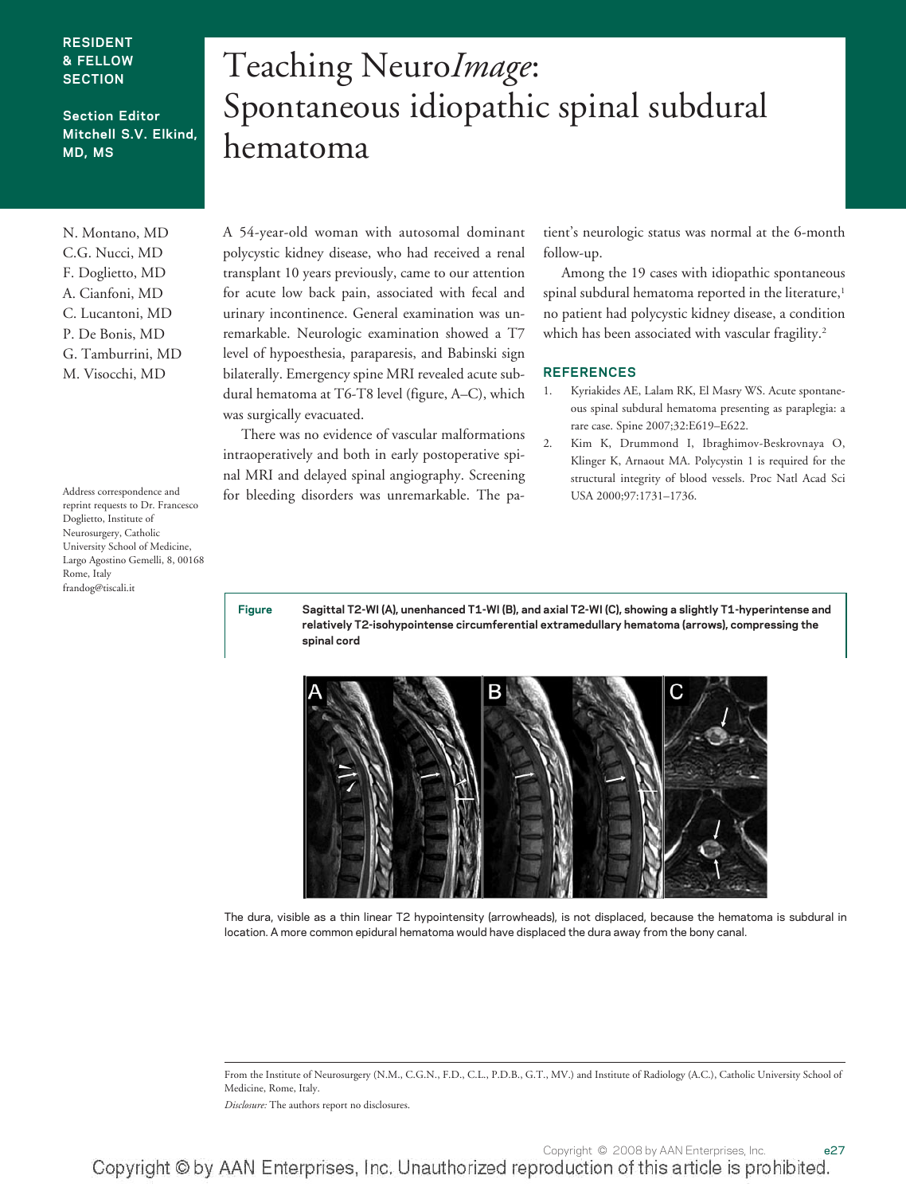RESIDENT & FELLOW SECTION

Section Editor Mitchell S.V. Elkind, MD, MS

# Teaching Neuro*Image*: Spontaneous idiopathic spinal subdural hematoma

N. Montano, MD
C.G. Nucci, MD
F. Doglietto, MD
A. Cianfoni, MD
C. Lucantoni, MD
P. De Bonis, MD
G. Tamburrini, MD
M. Visocchi, MD

Address correspondence and reprint requests to Dr. Francesco Doglietto, Institute of Neurosurgery, Catholic University School of Medicine, Largo Agostino Gemelli, 8, 00168 Rome, Italy
frandog@tiscali.it

A 54-year-old woman with autosomal dominant polycystic kidney disease, who had received a renal transplant 10 years previously, came to our attention for acute low back pain, associated with fecal and urinary incontinence. General examination was unremarkable. Neurologic examination showed a T7 level of hypoesthesia, paraparesis, and Babinski sign bilaterally. Emergency spine MRI revealed acute subdural hematoma at T6-T8 level (figure, A–C), which was surgically evacuated.

There was no evidence of vascular malformations intraoperatively and both in early postoperative spinal MRI and delayed spinal angiography. Screening for bleeding disorders was unremarkable. The patient's neurologic status was normal at the 6-month follow-up.

Among the 19 cases with idiopathic spontaneous spinal subdural hematoma reported in the literature,[1] no patient had polycystic kidney disease, a condition which has been associated with vascular fragility.[2]

## REFERENCES

1. Kyriakides AE, Lalam RK, El Masry WS. Acute spontaneous spinal subdural hematoma presenting as paraplegia: a rare case. Spine 2007;32:E619–E622.
2. Kim K, Drummond I, Ibraghimov-Beskrovnaya O, Klinger K, Arnaout MA. Polycystin 1 is required for the structural integrity of blood vessels. Proc Natl Acad Sci USA 2000;97:1731–1736.

**Figure** **Sagittal T2-WI (A), unenhanced T1-WI (B), and axial T2-WI (C), showing a slightly T1-hyperintense and relatively T2-isohypointense circumferential extramedullary hematoma (arrows), compressing the spinal cord**

The dura, visible as a thin linear T2 hypointensity (arrowheads), is not displaced, because the hematoma is subdural in location. A more common epidural hematoma would have displaced the dura away from the bony canal.

From the Institute of Neurosurgery (N.M., C.G.N., F.D., C.L., P.D.B., G.T., MV.) and Institute of Radiology (A.C.), Catholic University School of Medicine, Rome, Italy.

*Disclosure:* The authors report no disclosures.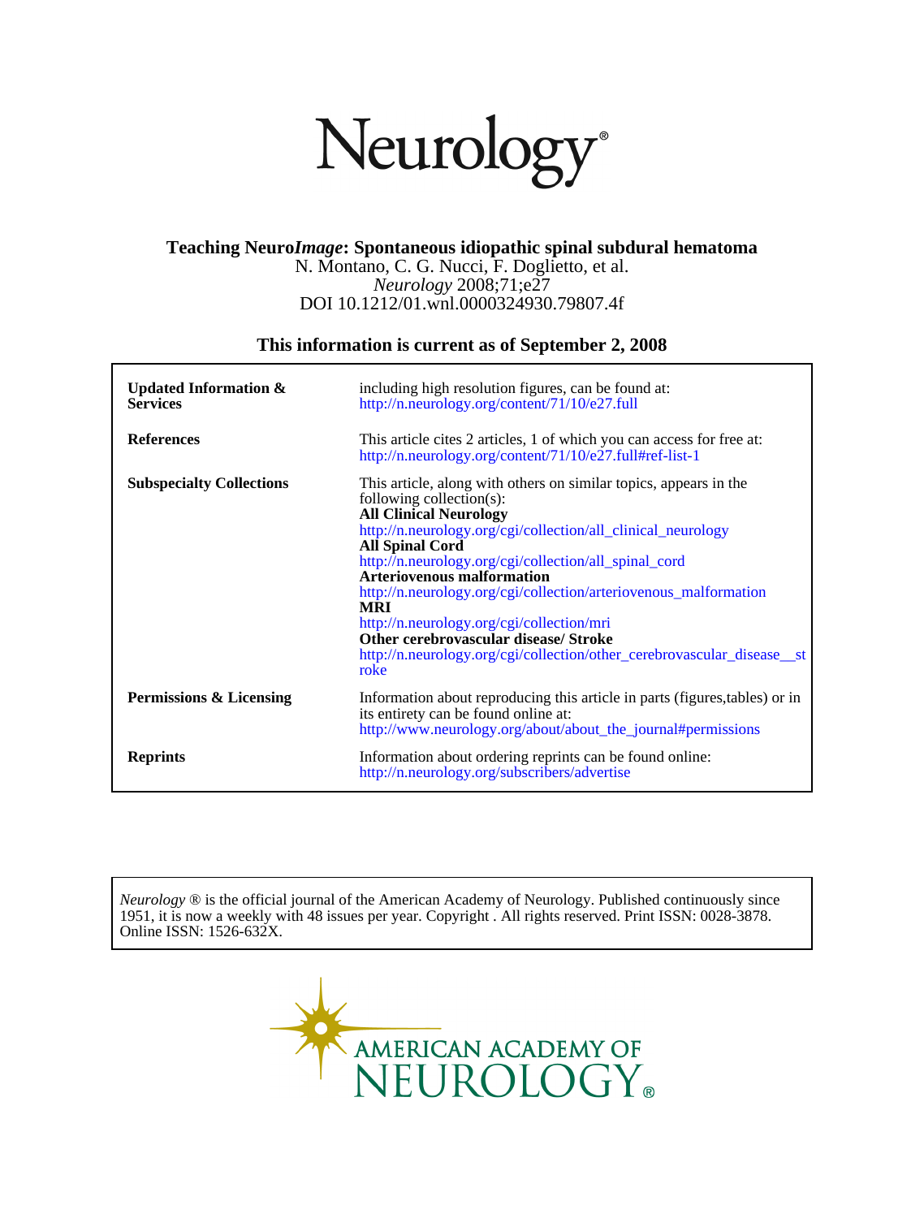# Neurology®

**Teaching Neuro*Image*: Spontaneous idiopathic spinal subdural hematoma**

N. Montano, C. G. Nucci, F. Doglietto, et al.

*Neurology* 2008;71;e27

DOI 10.1212/01.wnl.0000324930.79807.4f

**This information is current as of September 2, 2008**

| | |
|---|---|
| **Updated Information & Services** | including high resolution figures, can be found at: http://n.neurology.org/content/71/10/e27.full |
| **References** | This article cites 2 articles, 1 of which you can access for free at: http://n.neurology.org/content/71/10/e27.full#ref-list-1 |
| **Subspecialty Collections** | This article, along with others on similar topics, appears in the following collection(s): **All Clinical Neurology** http://n.neurology.org/cgi/collection/all_clinical_neurology **All Spinal Cord** http://n.neurology.org/cgi/collection/all_spinal_cord **Arteriovenous malformation** http://n.neurology.org/cgi/collection/arteriovenous_malformation **MRI** http://n.neurology.org/cgi/collection/mri **Other cerebrovascular disease/ Stroke** http://n.neurology.org/cgi/collection/other_cerebrovascular_disease__stroke |
| **Permissions & Licensing** | Information about reproducing this article in parts (figures,tables) or in its entirety can be found online at: http://www.neurology.org/about/about_the_journal#permissions |
| **Reprints** | Information about ordering reprints can be found online: http://n.neurology.org/subscribers/advertise |

*Neurology* ® is the official journal of the American Academy of Neurology. Published continuously since 1951, it is now a weekly with 48 issues per year. Copyright . All rights reserved. Print ISSN: 0028-3878. Online ISSN: 1526-632X.

AMERICAN ACADEMY OF NEUROLOGY®